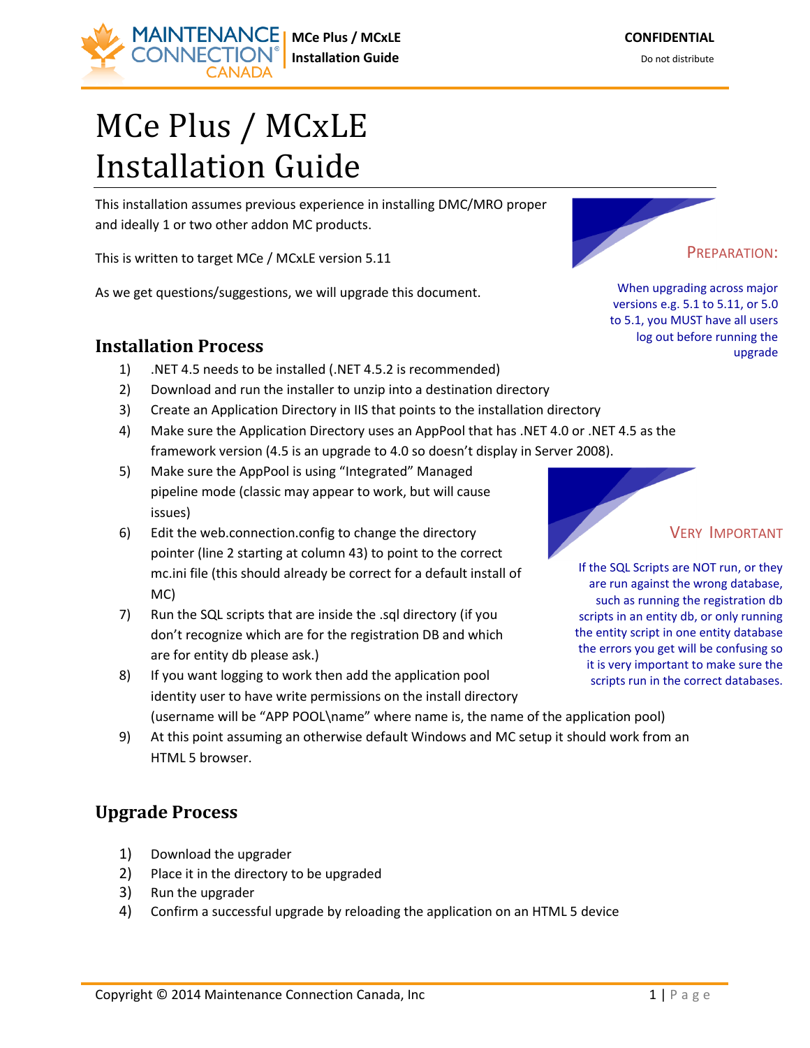# MCe Plus / MCxLE Installation Guide

This installation assumes previous experience in installing DMC/MRO proper and ideally 1 or two other addon MC products.

This is written to target MCe / MCxLE version 5.11

As we get questions/suggestions, we will upgrade this document.

> **PREPARATION:**
>
> When upgrading across major versions e.g. 5.1 to 5.11, or 5.0 to 5.1, you MUST have all users log out before running the upgrade

## Installation Process

1) .NET 4.5 needs to be installed (.NET 4.5.2 is recommended)
2) Download and run the installer to unzip into a destination directory
3) Create an Application Directory in IIS that points to the installation directory
4) Make sure the Application Directory uses an AppPool that has .NET 4.0 or .NET 4.5 as the framework version (4.5 is an upgrade to 4.0 so doesn't display in Server 2008).
5) Make sure the AppPool is using "Integrated" Managed pipeline mode (classic may appear to work, but will cause issues)
6) Edit the web.connection.config to change the directory pointer (line 2 starting at column 43) to point to the correct mc.ini file (this should already be correct for a default install of MC)
7) Run the SQL scripts that are inside the .sql directory (if you don't recognize which are for the registration DB and which are for entity db please ask.)
8) If you want logging to work then add the application pool identity user to have write permissions on the install directory (username will be "APP POOL\name" where name is, the name of the application pool)
9) At this point assuming an otherwise default Windows and MC setup it should work from an HTML 5 browser.

> **VERY IMPORTANT**
>
> If the SQL Scripts are NOT run, or they are run against the wrong database, such as running the registration db scripts in an entity db, or only running the entity script in one entity database the errors you get will be confusing so it is very important to make sure the scripts run in the correct databases.

## Upgrade Process

1) Download the upgrader
2) Place it in the directory to be upgraded
3) Run the upgrader
4) Confirm a successful upgrade by reloading the application on an HTML 5 device

Copyright © 2014 Maintenance Connection Canada, Inc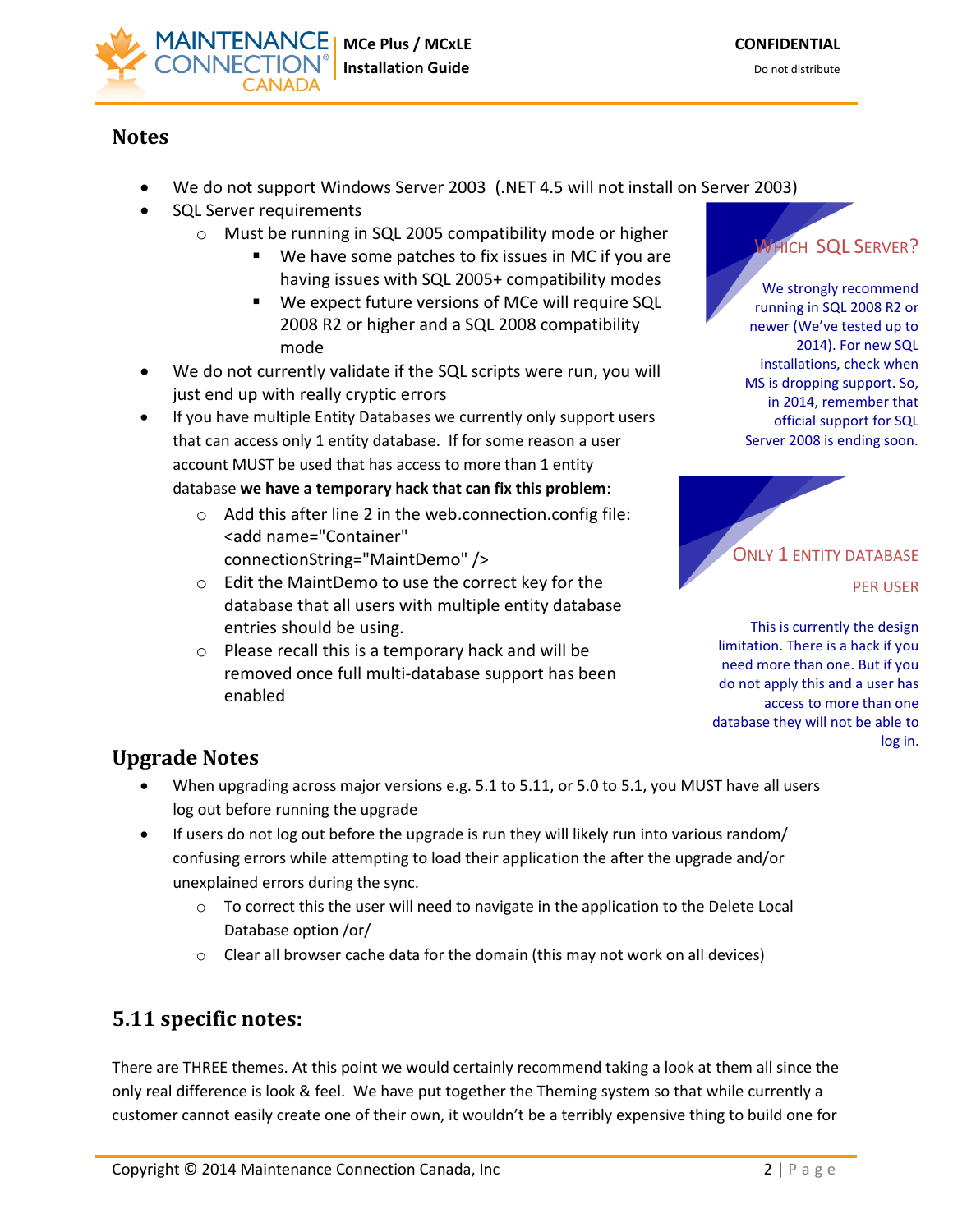## Notes

- We do not support Windows Server 2003 (.NET 4.5 will not install on Server 2003)
- SQL Server requirements
  - Must be running in SQL 2005 compatibility mode or higher
    - We have some patches to fix issues in MC if you are having issues with SQL 2005+ compatibility modes
    - We expect future versions of MCe will require SQL 2008 R2 or higher and a SQL 2008 compatibility mode
- We do not currently validate if the SQL scripts were run, you will just end up with really cryptic errors
- If you have multiple Entity Databases we currently only support users that can access only 1 entity database. If for some reason a user account MUST be used that has access to more than 1 entity database **we have a temporary hack that can fix this problem**:
  - Add this after line 2 in the web.connection.config file: <add name="Container" connectionString="MaintDemo" />
  - Edit the MaintDemo to use the correct key for the database that all users with multiple entity database entries should be using.
  - Please recall this is a temporary hack and will be removed once full multi-database support has been enabled

**WHICH SQL SERVER?**

We strongly recommend running in SQL 2008 R2 or newer (We've tested up to 2014). For new SQL installations, check when MS is dropping support. So, in 2014, remember that official support for SQL Server 2008 is ending soon.

**ONLY 1 ENTITY DATABASE PER USER**

This is currently the design limitation. There is a hack if you need more than one. But if you do not apply this and a user has access to more than one database they will not be able to log in.

## Upgrade Notes

- When upgrading across major versions e.g. 5.1 to 5.11, or 5.0 to 5.1, you MUST have all users log out before running the upgrade
- If users do not log out before the upgrade is run they will likely run into various random/ confusing errors while attempting to load their application the after the upgrade and/or unexplained errors during the sync.
  - To correct this the user will need to navigate in the application to the Delete Local Database option /or/
  - Clear all browser cache data for the domain (this may not work on all devices)

## 5.11 specific notes:

There are THREE themes. At this point we would certainly recommend taking a look at them all since the only real difference is look & feel. We have put together the Theming system so that while currently a customer cannot easily create one of their own, it wouldn't be a terribly expensive thing to build one for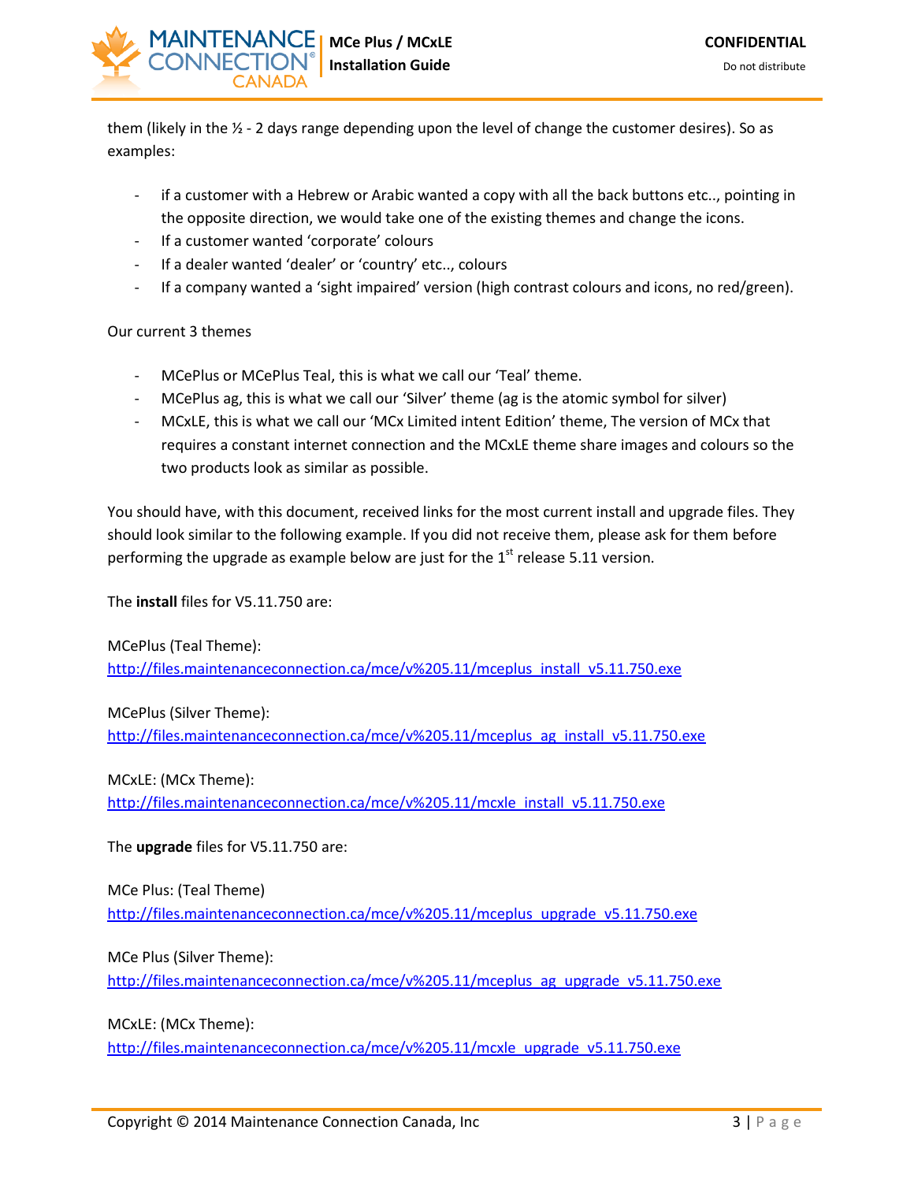them (likely in the ½ - 2 days range depending upon the level of change the customer desires). So as examples:

- if a customer with a Hebrew or Arabic wanted a copy with all the back buttons etc.., pointing in the opposite direction, we would take one of the existing themes and change the icons.
- If a customer wanted 'corporate' colours
- If a dealer wanted 'dealer' or 'country' etc.., colours
- If a company wanted a 'sight impaired' version (high contrast colours and icons, no red/green).

Our current 3 themes

- MCePlus or MCePlus Teal, this is what we call our 'Teal' theme.
- MCePlus ag, this is what we call our 'Silver' theme (ag is the atomic symbol for silver)
- MCxLE, this is what we call our 'MCx Limited intent Edition' theme, The version of MCx that requires a constant internet connection and the MCxLE theme share images and colours so the two products look as similar as possible.

You should have, with this document, received links for the most current install and upgrade files. They should look similar to the following example. If you did not receive them, please ask for them before performing the upgrade as example below are just for the 1st release 5.11 version.

The **install** files for V5.11.750 are:

MCePlus (Teal Theme):
http://files.maintenanceconnection.ca/mce/v%205.11/mceplus_install_v5.11.750.exe

MCePlus (Silver Theme):
http://files.maintenanceconnection.ca/mce/v%205.11/mceplus_ag_install_v5.11.750.exe

MCxLE: (MCx Theme):
http://files.maintenanceconnection.ca/mce/v%205.11/mcxle_install_v5.11.750.exe

The **upgrade** files for V5.11.750 are:

MCe Plus: (Teal Theme)
http://files.maintenanceconnection.ca/mce/v%205.11/mceplus_upgrade_v5.11.750.exe

MCe Plus (Silver Theme):
http://files.maintenanceconnection.ca/mce/v%205.11/mceplus_ag_upgrade_v5.11.750.exe

MCxLE: (MCx Theme):
http://files.maintenanceconnection.ca/mce/v%205.11/mcxle_upgrade_v5.11.750.exe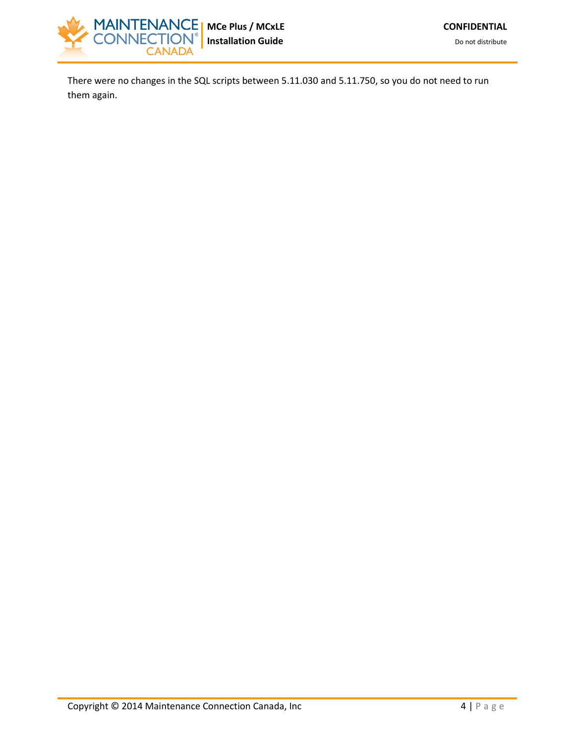There were no changes in the SQL scripts between 5.11.030 and 5.11.750, so you do not need to run them again.